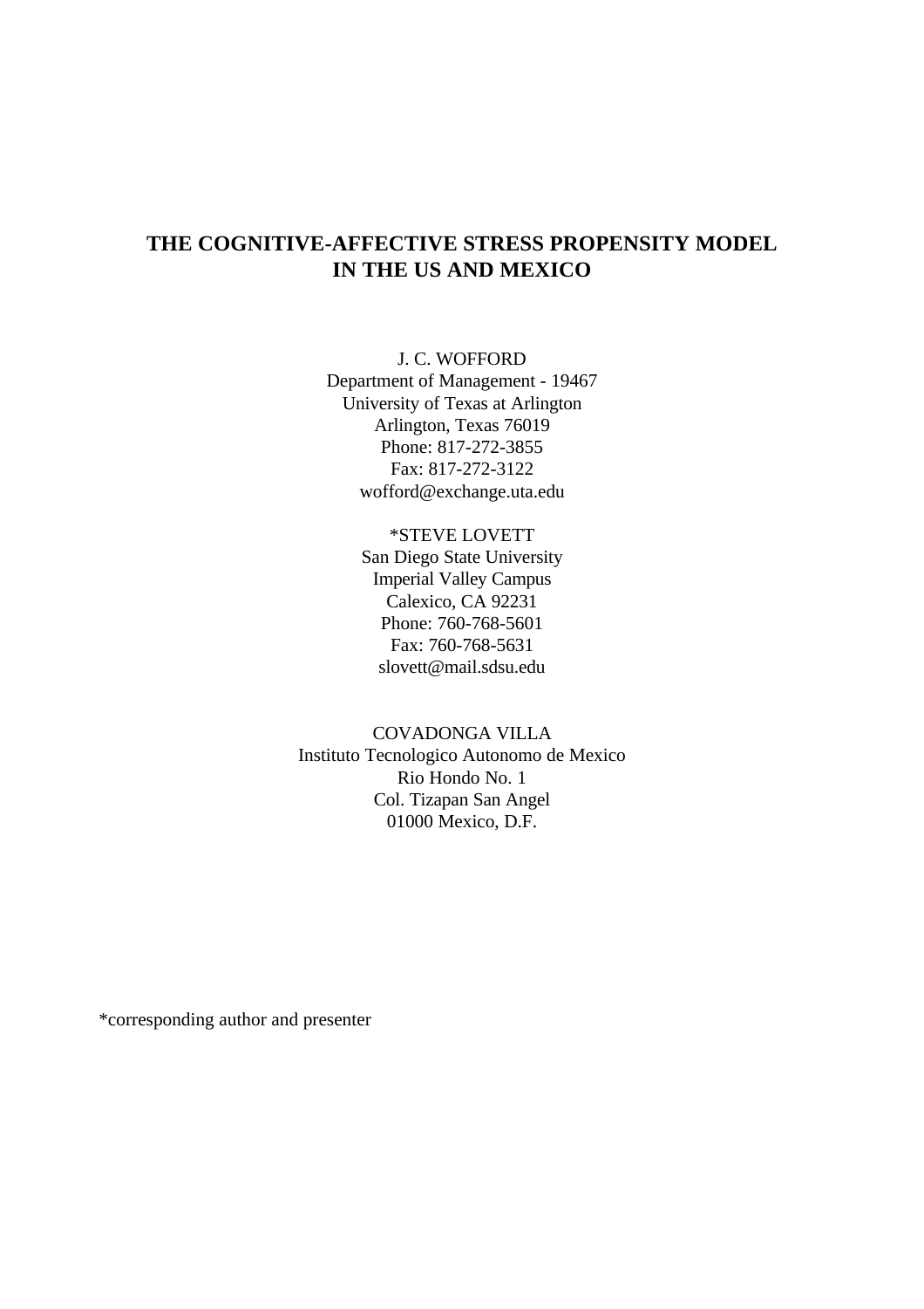# THE COGNITIVE-AFFECTIVE STRESS PROPENSITY MODEL IN THE US AND MEXICO

J. C. WOFFORD
Department of Management - 19467
University of Texas at Arlington
Arlington, Texas 76019
Phone: 817-272-3855
Fax: 817-272-3122
wofford@exchange.uta.edu

*STEVE LOVETT
San Diego State University
Imperial Valley Campus
Calexico, CA 92231
Phone: 760-768-5601
Fax: 760-768-5631
slovett@mail.sdsu.edu

COVADONGA VILLA
Instituto Tecnologico Autonomo de Mexico
Rio Hondo No. 1
Col. Tizapan San Angel
01000 Mexico, D.F.

*corresponding author and presenter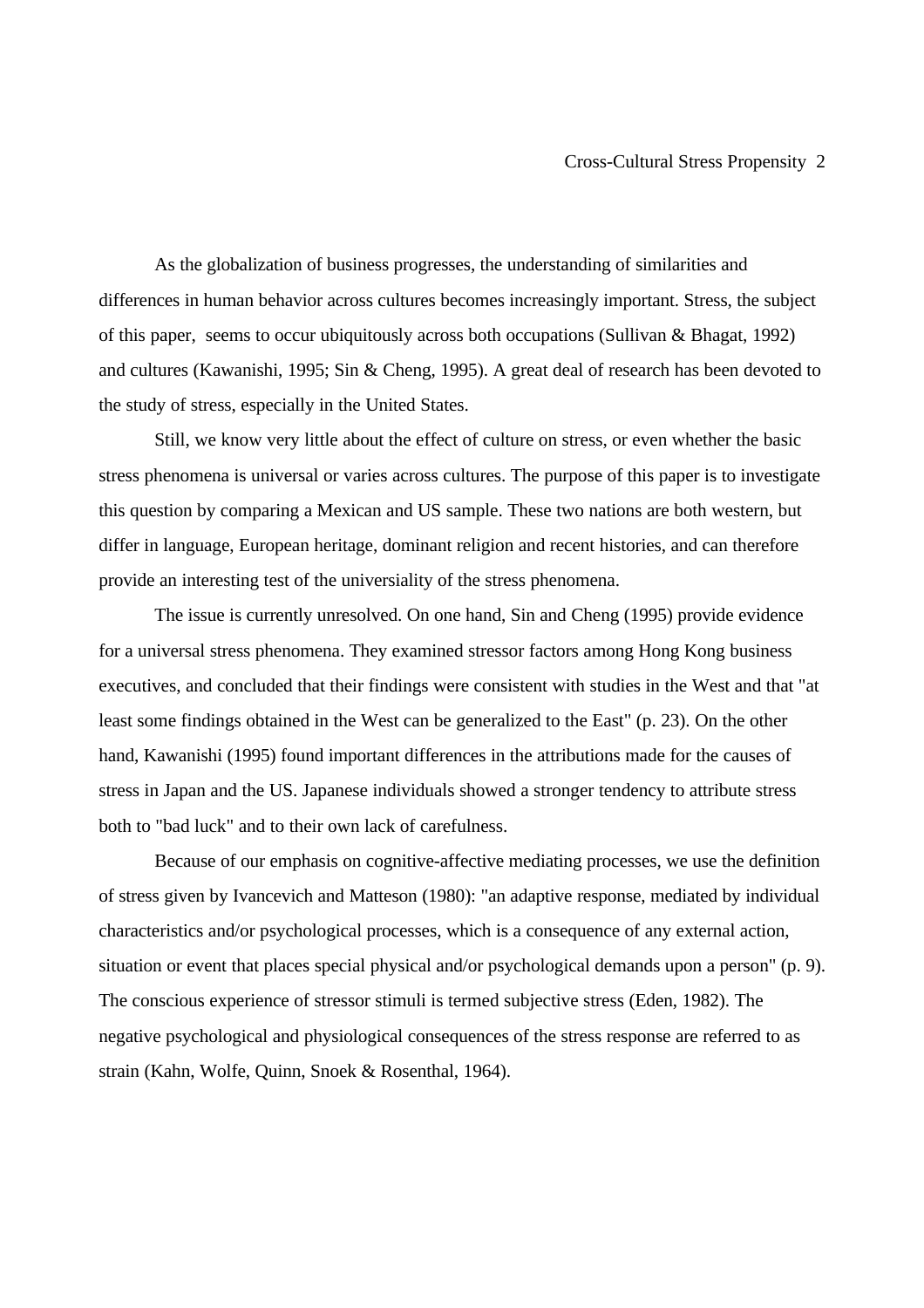As the globalization of business progresses, the understanding of similarities and differences in human behavior across cultures becomes increasingly important. Stress, the subject of this paper, seems to occur ubiquitously across both occupations (Sullivan & Bhagat, 1992) and cultures (Kawanishi, 1995; Sin & Cheng, 1995). A great deal of research has been devoted to the study of stress, especially in the United States.

Still, we know very little about the effect of culture on stress, or even whether the basic stress phenomena is universal or varies across cultures. The purpose of this paper is to investigate this question by comparing a Mexican and US sample. These two nations are both western, but differ in language, European heritage, dominant religion and recent histories, and can therefore provide an interesting test of the universiality of the stress phenomena.

The issue is currently unresolved. On one hand, Sin and Cheng (1995) provide evidence for a universal stress phenomena. They examined stressor factors among Hong Kong business executives, and concluded that their findings were consistent with studies in the West and that "at least some findings obtained in the West can be generalized to the East" (p. 23). On the other hand, Kawanishi (1995) found important differences in the attributions made for the causes of stress in Japan and the US. Japanese individuals showed a stronger tendency to attribute stress both to "bad luck" and to their own lack of carefulness.

Because of our emphasis on cognitive-affective mediating processes, we use the definition of stress given by Ivancevich and Matteson (1980): "an adaptive response, mediated by individual characteristics and/or psychological processes, which is a consequence of any external action, situation or event that places special physical and/or psychological demands upon a person" (p. 9). The conscious experience of stressor stimuli is termed subjective stress (Eden, 1982). The negative psychological and physiological consequences of the stress response are referred to as strain (Kahn, Wolfe, Quinn, Snoek & Rosenthal, 1964).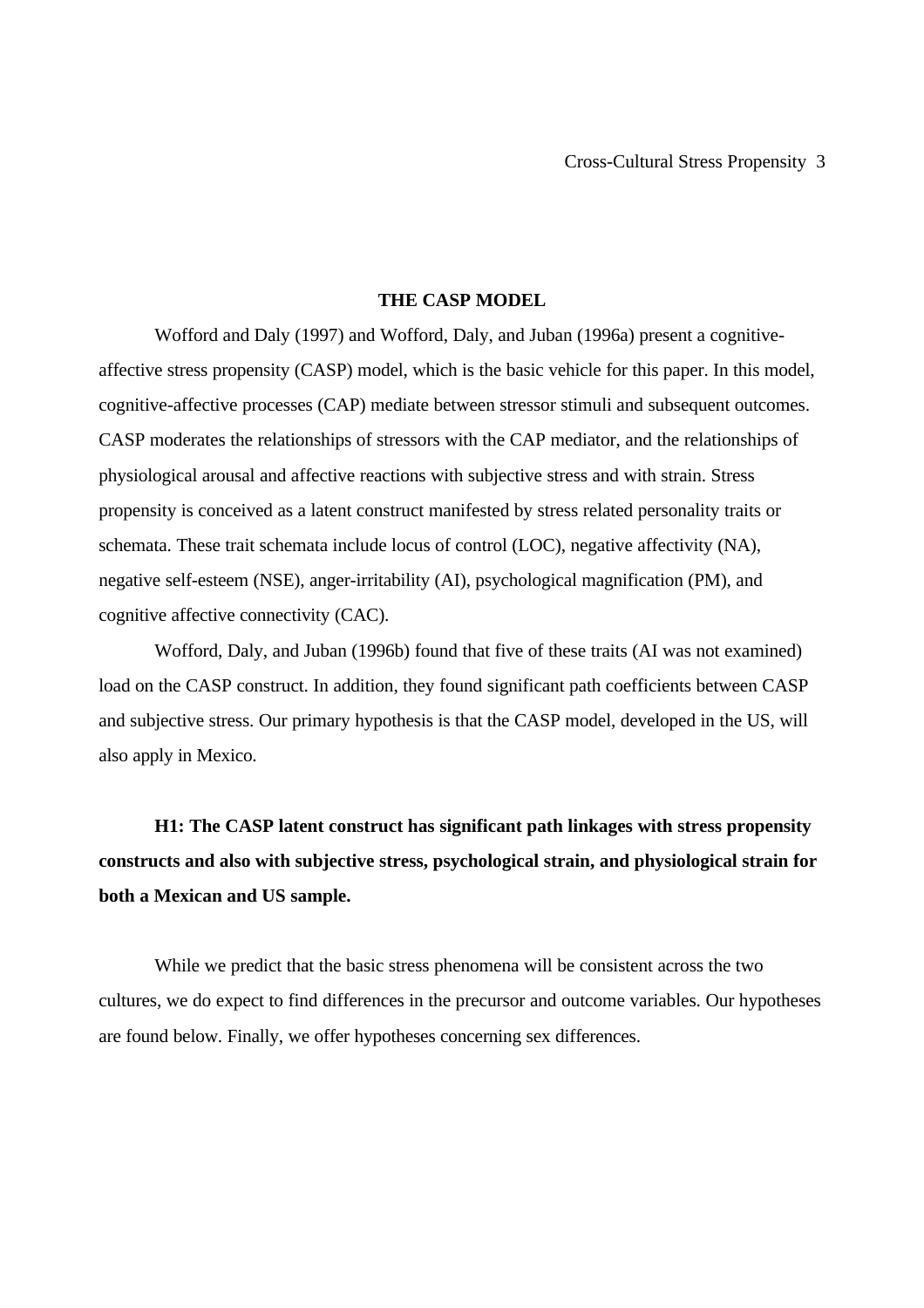## THE CASP MODEL

Wofford and Daly (1997) and Wofford, Daly, and Juban (1996a) present a cognitive-affective stress propensity (CASP) model, which is the basic vehicle for this paper. In this model, cognitive-affective processes (CAP) mediate between stressor stimuli and subsequent outcomes. CASP moderates the relationships of stressors with the CAP mediator, and the relationships of physiological arousal and affective reactions with subjective stress and with strain. Stress propensity is conceived as a latent construct manifested by stress related personality traits or schemata. These trait schemata include locus of control (LOC), negative affectivity (NA), negative self-esteem (NSE), anger-irritability (AI), psychological magnification (PM), and cognitive affective connectivity (CAC).

Wofford, Daly, and Juban (1996b) found that five of these traits (AI was not examined) load on the CASP construct. In addition, they found significant path coefficients between CASP and subjective stress. Our primary hypothesis is that the CASP model, developed in the US, will also apply in Mexico.

**H1: The CASP latent construct has significant path linkages with stress propensity constructs and also with subjective stress, psychological strain, and physiological strain for both a Mexican and US sample.**

While we predict that the basic stress phenomena will be consistent across the two cultures, we do expect to find differences in the precursor and outcome variables. Our hypotheses are found below. Finally, we offer hypotheses concerning sex differences.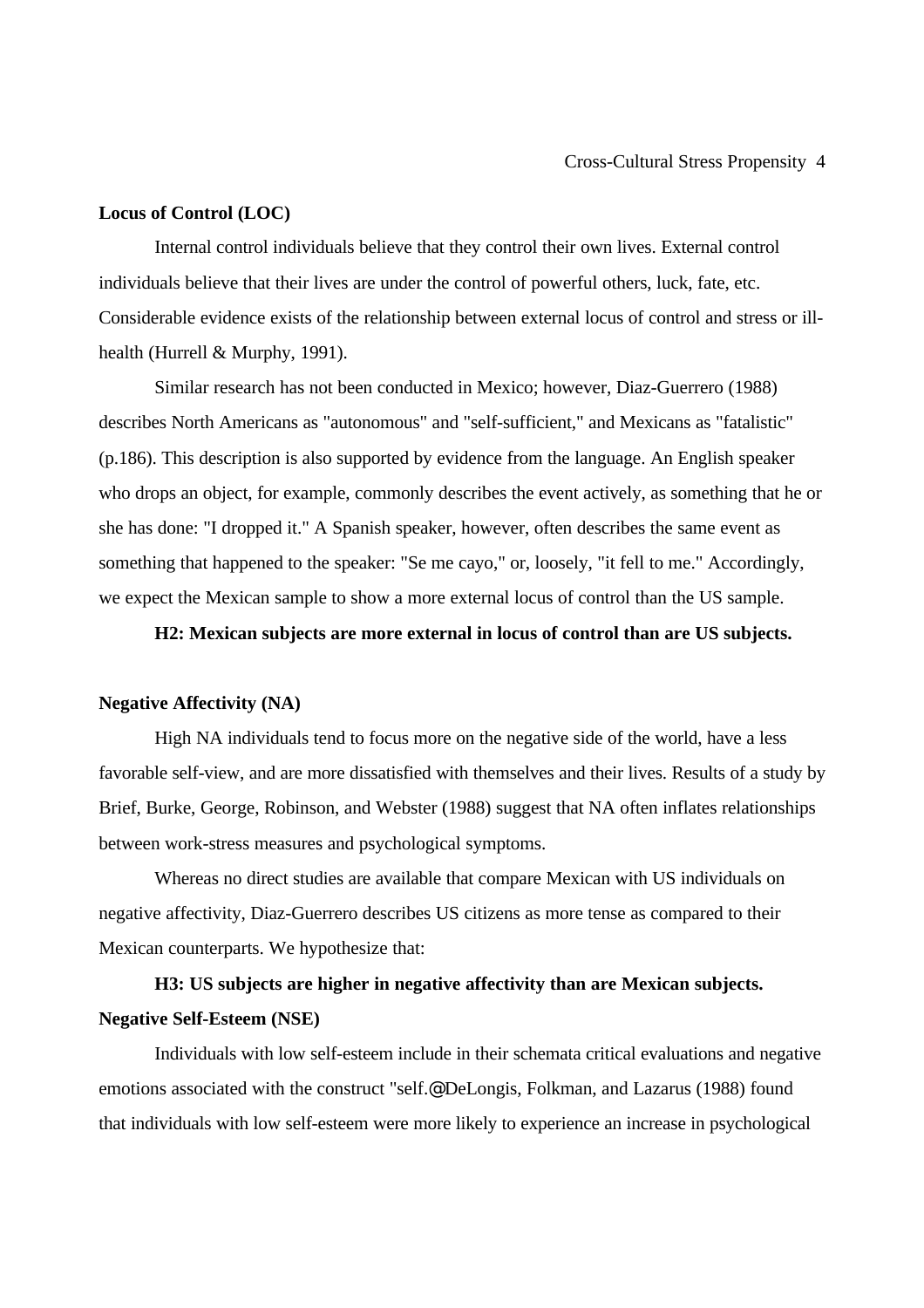**Locus of Control (LOC)**

Internal control individuals believe that they control their own lives. External control individuals believe that their lives are under the control of powerful others, luck, fate, etc. Considerable evidence exists of the relationship between external locus of control and stress or ill-health (Hurrell & Murphy, 1991).

Similar research has not been conducted in Mexico; however, Diaz-Guerrero (1988) describes North Americans as "autonomous" and "self-sufficient," and Mexicans as "fatalistic" (p.186). This description is also supported by evidence from the language. An English speaker who drops an object, for example, commonly describes the event actively, as something that he or she has done: "I dropped it." A Spanish speaker, however, often describes the same event as something that happened to the speaker: "Se me cayo," or, loosely, "it fell to me." Accordingly, we expect the Mexican sample to show a more external locus of control than the US sample.

**H2: Mexican subjects are more external in locus of control than are US subjects.**

**Negative Affectivity (NA)**

High NA individuals tend to focus more on the negative side of the world, have a less favorable self-view, and are more dissatisfied with themselves and their lives. Results of a study by Brief, Burke, George, Robinson, and Webster (1988) suggest that NA often inflates relationships between work-stress measures and psychological symptoms.

Whereas no direct studies are available that compare Mexican with US individuals on negative affectivity, Diaz-Guerrero describes US citizens as more tense as compared to their Mexican counterparts. We hypothesize that:

**H3: US subjects are higher in negative affectivity than are Mexican subjects.**

**Negative Self-Esteem (NSE)**

Individuals with low self-esteem include in their schemata critical evaluations and negative emotions associated with the construct "self.@DeLongis, Folkman, and Lazarus (1988) found that individuals with low self-esteem were more likely to experience an increase in psychological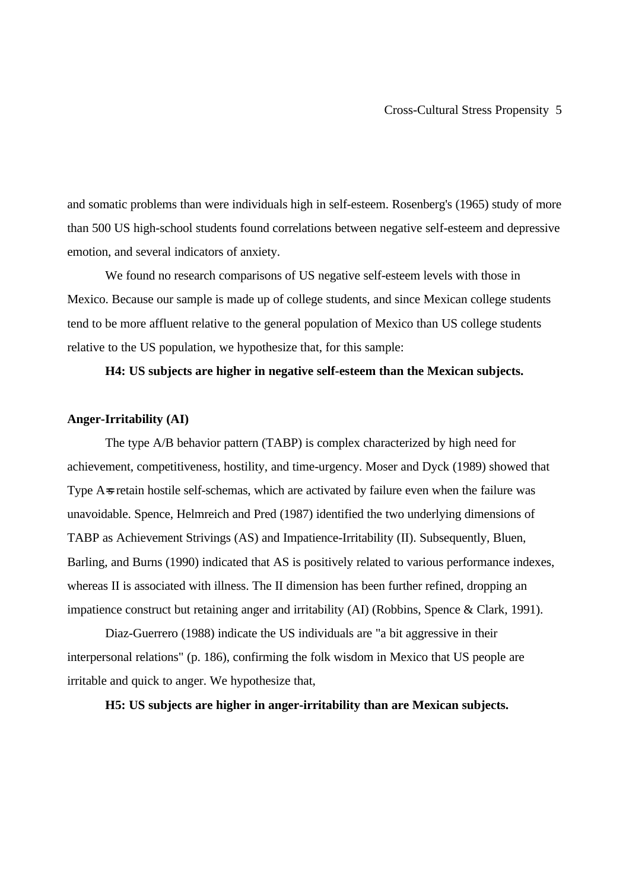and somatic problems than were individuals high in self-esteem. Rosenberg's (1965) study of more than 500 US high-school students found correlations between negative self-esteem and depressive emotion, and several indicators of anxiety.

We found no research comparisons of US negative self-esteem levels with those in Mexico. Because our sample is made up of college students, and since Mexican college students tend to be more affluent relative to the general population of Mexico than US college students relative to the US population, we hypothesize that, for this sample:

**H4: US subjects are higher in negative self-esteem than the Mexican subjects.**

**Anger-Irritability (AI)**

The type A/B behavior pattern (TABP) is complex characterized by high need for achievement, competitiveness, hostility, and time-urgency. Moser and Dyck (1989) showed that Type A=s retain hostile self-schemas, which are activated by failure even when the failure was unavoidable. Spence, Helmreich and Pred (1987) identified the two underlying dimensions of TABP as Achievement Strivings (AS) and Impatience-Irritability (II). Subsequently, Bluen, Barling, and Burns (1990) indicated that AS is positively related to various performance indexes, whereas II is associated with illness. The II dimension has been further refined, dropping an impatience construct but retaining anger and irritability (AI) (Robbins, Spence & Clark, 1991).

Diaz-Guerrero (1988) indicate the US individuals are "a bit aggressive in their interpersonal relations" (p. 186), confirming the folk wisdom in Mexico that US people are irritable and quick to anger. We hypothesize that,

**H5: US subjects are higher in anger-irritability than are Mexican subjects.**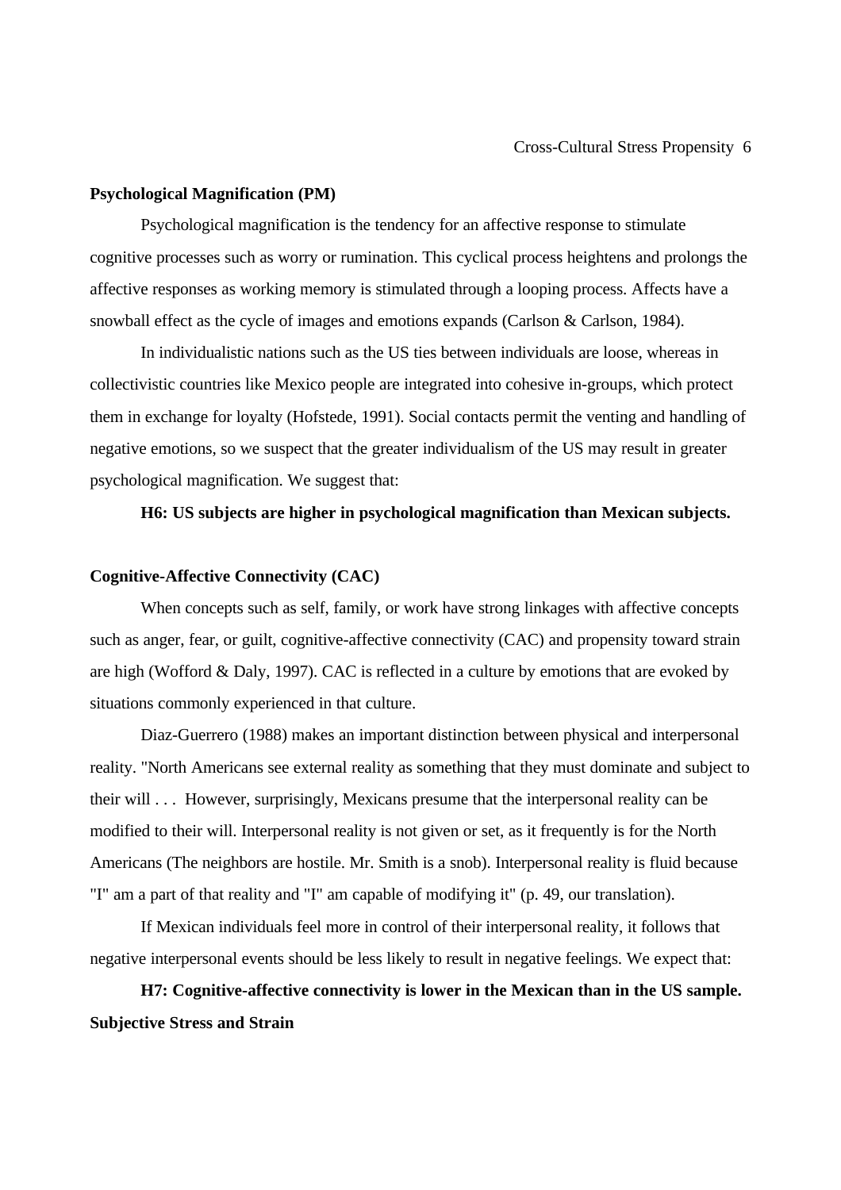**Psychological Magnification (PM)**

Psychological magnification is the tendency for an affective response to stimulate cognitive processes such as worry or rumination. This cyclical process heightens and prolongs the affective responses as working memory is stimulated through a looping process. Affects have a snowball effect as the cycle of images and emotions expands (Carlson & Carlson, 1984).

In individualistic nations such as the US ties between individuals are loose, whereas in collectivistic countries like Mexico people are integrated into cohesive in-groups, which protect them in exchange for loyalty (Hofstede, 1991). Social contacts permit the venting and handling of negative emotions, so we suspect that the greater individualism of the US may result in greater psychological magnification. We suggest that:

**H6: US subjects are higher in psychological magnification than Mexican subjects.**

**Cognitive-Affective Connectivity (CAC)**

When concepts such as self, family, or work have strong linkages with affective concepts such as anger, fear, or guilt, cognitive-affective connectivity (CAC) and propensity toward strain are high (Wofford & Daly, 1997). CAC is reflected in a culture by emotions that are evoked by situations commonly experienced in that culture.

Diaz-Guerrero (1988) makes an important distinction between physical and interpersonal reality. "North Americans see external reality as something that they must dominate and subject to their will . . .  However, surprisingly, Mexicans presume that the interpersonal reality can be modified to their will. Interpersonal reality is not given or set, as it frequently is for the North Americans (The neighbors are hostile. Mr. Smith is a snob). Interpersonal reality is fluid because "I" am a part of that reality and "I" am capable of modifying it" (p. 49, our translation).

If Mexican individuals feel more in control of their interpersonal reality, it follows that negative interpersonal events should be less likely to result in negative feelings. We expect that:

**H7: Cognitive-affective connectivity is lower in the Mexican than in the US sample.**

**Subjective Stress and Strain**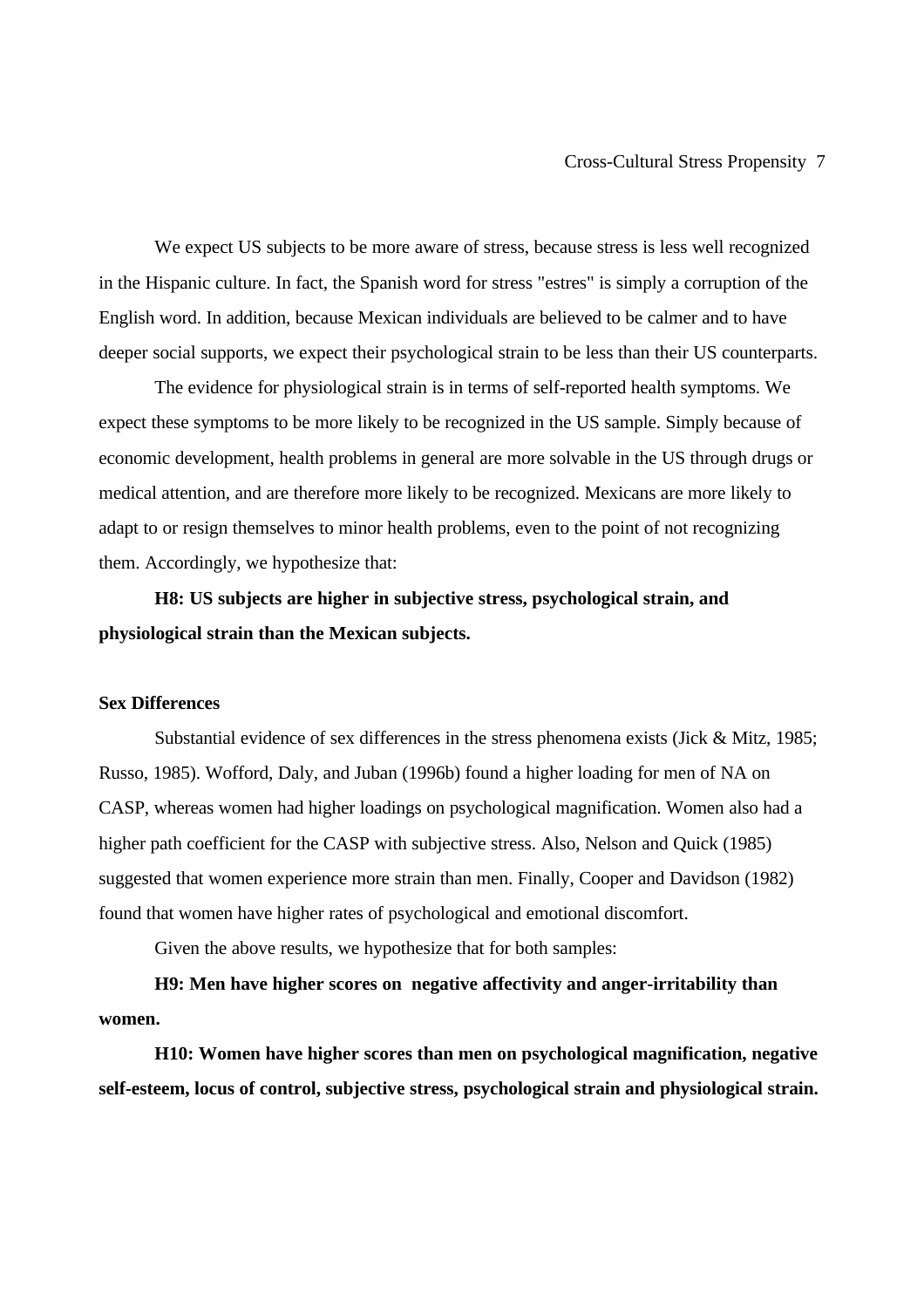We expect US subjects to be more aware of stress, because stress is less well recognized in the Hispanic culture. In fact, the Spanish word for stress "estres" is simply a corruption of the English word. In addition, because Mexican individuals are believed to be calmer and to have deeper social supports, we expect their psychological strain to be less than their US counterparts.

The evidence for physiological strain is in terms of self-reported health symptoms. We expect these symptoms to be more likely to be recognized in the US sample. Simply because of economic development, health problems in general are more solvable in the US through drugs or medical attention, and are therefore more likely to be recognized. Mexicans are more likely to adapt to or resign themselves to minor health problems, even to the point of not recognizing them. Accordingly, we hypothesize that:

**H8: US subjects are higher in subjective stress, psychological strain, and physiological strain than the Mexican subjects.**

### Sex Differences

Substantial evidence of sex differences in the stress phenomena exists (Jick & Mitz, 1985; Russo, 1985). Wofford, Daly, and Juban (1996b) found a higher loading for men of NA on CASP, whereas women had higher loadings on psychological magnification. Women also had a higher path coefficient for the CASP with subjective stress. Also, Nelson and Quick (1985) suggested that women experience more strain than men. Finally, Cooper and Davidson (1982) found that women have higher rates of psychological and emotional discomfort.

Given the above results, we hypothesize that for both samples:

**H9: Men have higher scores on negative affectivity and anger-irritability than women.**

**H10: Women have higher scores than men on psychological magnification, negative self-esteem, locus of control, subjective stress, psychological strain and physiological strain.**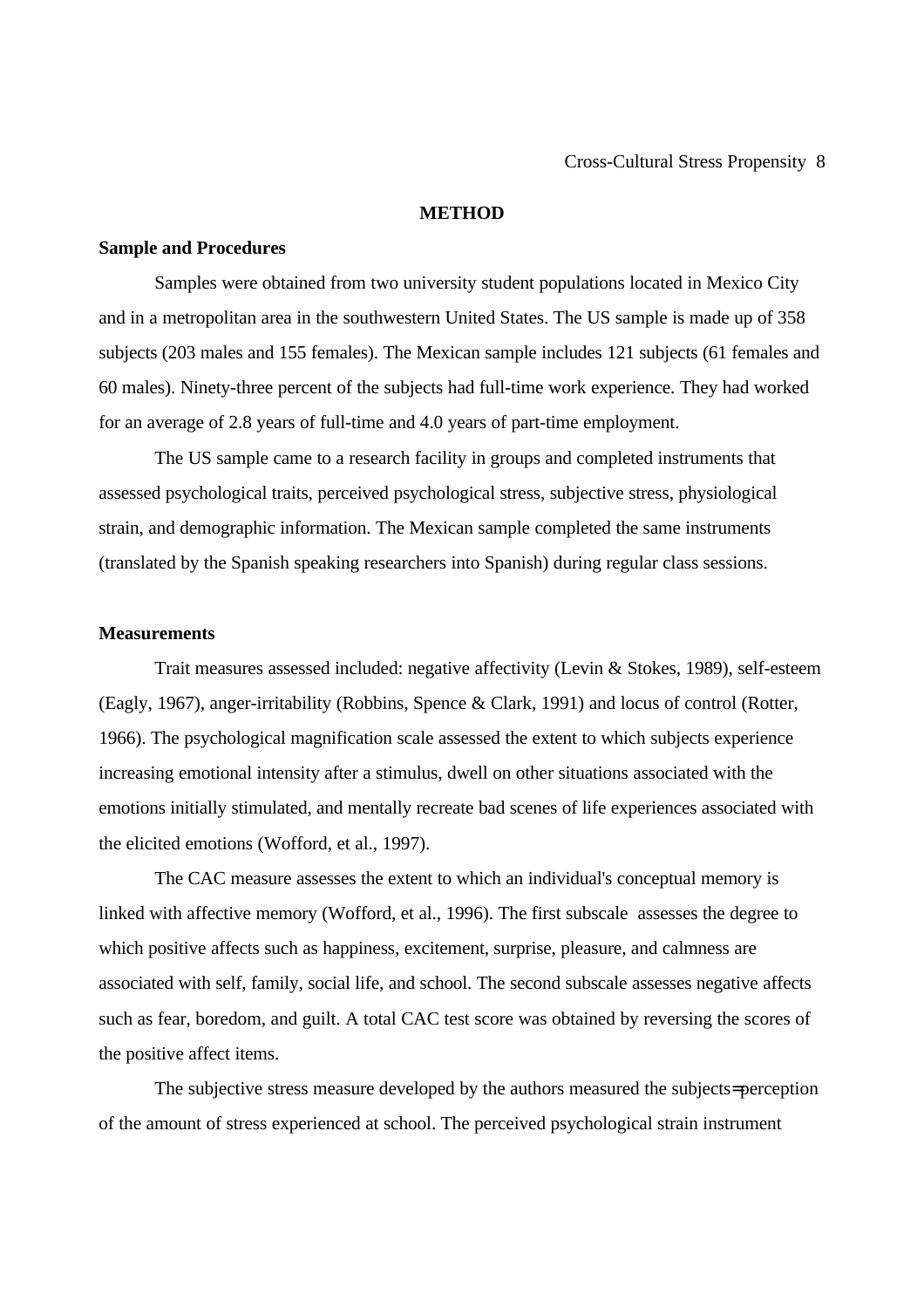## METHOD

### Sample and Procedures

Samples were obtained from two university student populations located in Mexico City and in a metropolitan area in the southwestern United States. The US sample is made up of 358 subjects (203 males and 155 females). The Mexican sample includes 121 subjects (61 females and 60 males). Ninety-three percent of the subjects had full-time work experience. They had worked for an average of 2.8 years of full-time and 4.0 years of part-time employment.

The US sample came to a research facility in groups and completed instruments that assessed psychological traits, perceived psychological stress, subjective stress, physiological strain, and demographic information. The Mexican sample completed the same instruments (translated by the Spanish speaking researchers into Spanish) during regular class sessions.

### Measurements

Trait measures assessed included: negative affectivity (Levin & Stokes, 1989), self-esteem (Eagly, 1967), anger-irritability (Robbins, Spence & Clark, 1991) and locus of control (Rotter, 1966). The psychological magnification scale assessed the extent to which subjects experience increasing emotional intensity after a stimulus, dwell on other situations associated with the emotions initially stimulated, and mentally recreate bad scenes of life experiences associated with the elicited emotions (Wofford, et al., 1997).

The CAC measure assesses the extent to which an individual's conceptual memory is linked with affective memory (Wofford, et al., 1996). The first subscale assesses the degree to which positive affects such as happiness, excitement, surprise, pleasure, and calmness are associated with self, family, social life, and school. The second subscale assesses negative affects such as fear, boredom, and guilt. A total CAC test score was obtained by reversing the scores of the positive affect items.

The subjective stress measure developed by the authors measured the subjects= perception of the amount of stress experienced at school. The perceived psychological strain instrument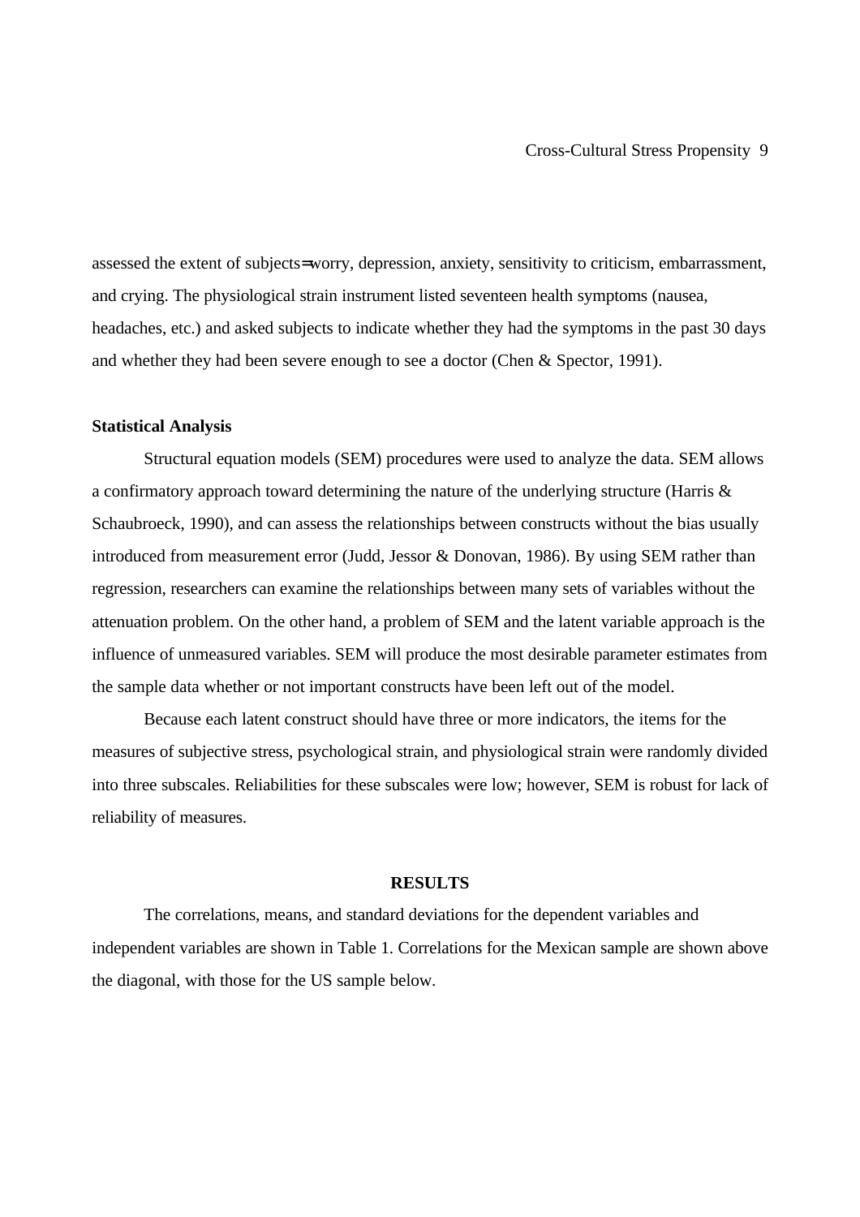assessed the extent of subjects=worry, depression, anxiety, sensitivity to criticism, embarrassment, and crying. The physiological strain instrument listed seventeen health symptoms (nausea, headaches, etc.) and asked subjects to indicate whether they had the symptoms in the past 30 days and whether they had been severe enough to see a doctor (Chen & Spector, 1991).

**Statistical Analysis**

Structural equation models (SEM) procedures were used to analyze the data. SEM allows a confirmatory approach toward determining the nature of the underlying structure (Harris & Schaubroeck, 1990), and can assess the relationships between constructs without the bias usually introduced from measurement error (Judd, Jessor & Donovan, 1986). By using SEM rather than regression, researchers can examine the relationships between many sets of variables without the attenuation problem. On the other hand, a problem of SEM and the latent variable approach is the influence of unmeasured variables. SEM will produce the most desirable parameter estimates from the sample data whether or not important constructs have been left out of the model.

Because each latent construct should have three or more indicators, the items for the measures of subjective stress, psychological strain, and physiological strain were randomly divided into three subscales. Reliabilities for these subscales were low; however, SEM is robust for lack of reliability of measures.

## RESULTS

The correlations, means, and standard deviations for the dependent variables and independent variables are shown in Table 1. Correlations for the Mexican sample are shown above the diagonal, with those for the US sample below.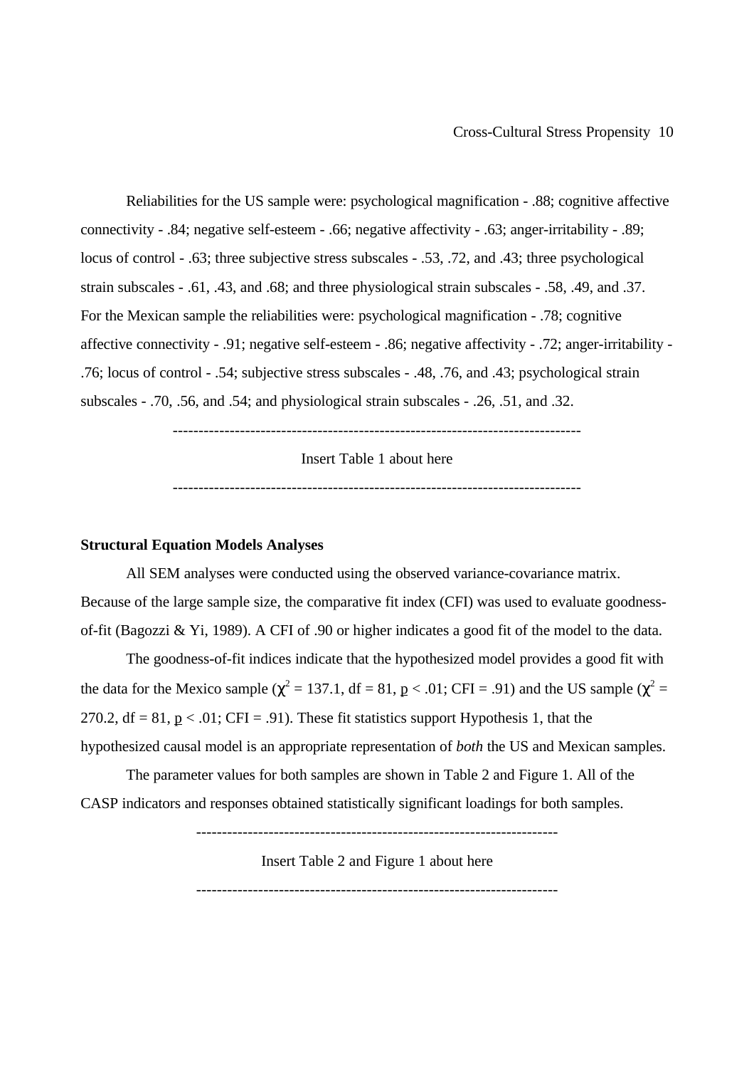Reliabilities for the US sample were: psychological magnification - .88; cognitive affective connectivity - .84; negative self-esteem - .66; negative affectivity - .63; anger-irritability - .89; locus of control - .63; three subjective stress subscales - .53, .72, and .43; three psychological strain subscales - .61, .43, and .68; and three physiological strain subscales - .58, .49, and .37. For the Mexican sample the reliabilities were: psychological magnification - .78; cognitive affective connectivity - .91; negative self-esteem - .86; negative affectivity - .72; anger-irritability - .76; locus of control - .54; subjective stress subscales - .48, .76, and .43; psychological strain subscales - .70, .56, and .54; and physiological strain subscales - .26, .51, and .32.

---

Insert Table 1 about here

---

**Structural Equation Models Analyses**

All SEM analyses were conducted using the observed variance-covariance matrix. Because of the large sample size, the comparative fit index (CFI) was used to evaluate goodness-of-fit (Bagozzi & Yi, 1989). A CFI of .90 or higher indicates a good fit of the model to the data.

The goodness-of-fit indices indicate that the hypothesized model provides a good fit with the data for the Mexico sample ($\chi^2$ = 137.1, df = 81, $p < .01$; CFI = .91) and the US sample ($\chi^2$ = 270.2, df = 81, $p < .01$; CFI = .91). These fit statistics support Hypothesis 1, that the hypothesized causal model is an appropriate representation of *both* the US and Mexican samples.

The parameter values for both samples are shown in Table 2 and Figure 1. All of the CASP indicators and responses obtained statistically significant loadings for both samples.

---

Insert Table 2 and Figure 1 about here

---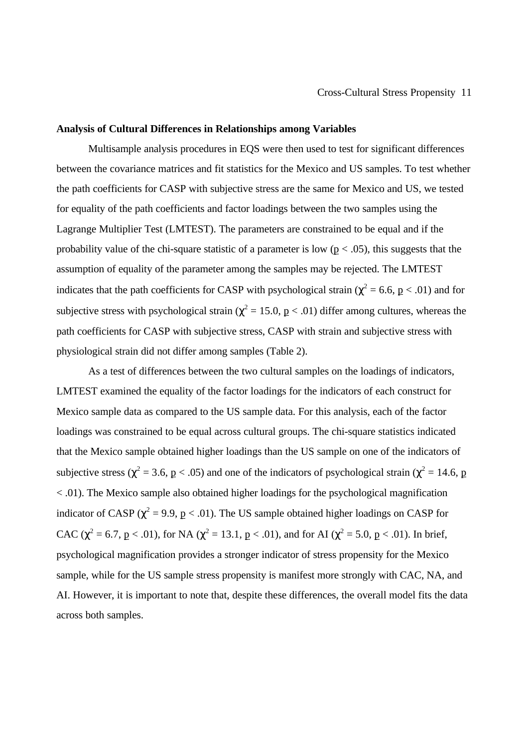**Analysis of Cultural Differences in Relationships among Variables**

Multisample analysis procedures in EQS were then used to test for significant differences between the covariance matrices and fit statistics for the Mexico and US samples. To test whether the path coefficients for CASP with subjective stress are the same for Mexico and US, we tested for equality of the path coefficients and factor loadings between the two samples using the Lagrange Multiplier Test (LMTEST). The parameters are constrained to be equal and if the probability value of the chi-square statistic of a parameter is low ($p < .05$), this suggests that the assumption of equality of the parameter among the samples may be rejected. The LMTEST indicates that the path coefficients for CASP with psychological strain ($\chi^2 = 6.6$, $p < .01$) and for subjective stress with psychological strain ($\chi^2 = 15.0$, $p < .01$) differ among cultures, whereas the path coefficients for CASP with subjective stress, CASP with strain and subjective stress with physiological strain did not differ among samples (Table 2).

As a test of differences between the two cultural samples on the loadings of indicators, LMTEST examined the equality of the factor loadings for the indicators of each construct for Mexico sample data as compared to the US sample data. For this analysis, each of the factor loadings was constrained to be equal across cultural groups. The chi-square statistics indicated that the Mexico sample obtained higher loadings than the US sample on one of the indicators of subjective stress ($\chi^2 = 3.6$, $p < .05$) and one of the indicators of psychological strain ($\chi^2 = 14.6$, $p < .01$). The Mexico sample also obtained higher loadings for the psychological magnification indicator of CASP ($\chi^2 = 9.9$, $p < .01$). The US sample obtained higher loadings on CASP for CAC ($\chi^2 = 6.7$, $p < .01$), for NA ($\chi^2 = 13.1$, $p < .01$), and for AI ($\chi^2 = 5.0$, $p < .01$). In brief, psychological magnification provides a stronger indicator of stress propensity for the Mexico sample, while for the US sample stress propensity is manifest more strongly with CAC, NA, and AI. However, it is important to note that, despite these differences, the overall model fits the data across both samples.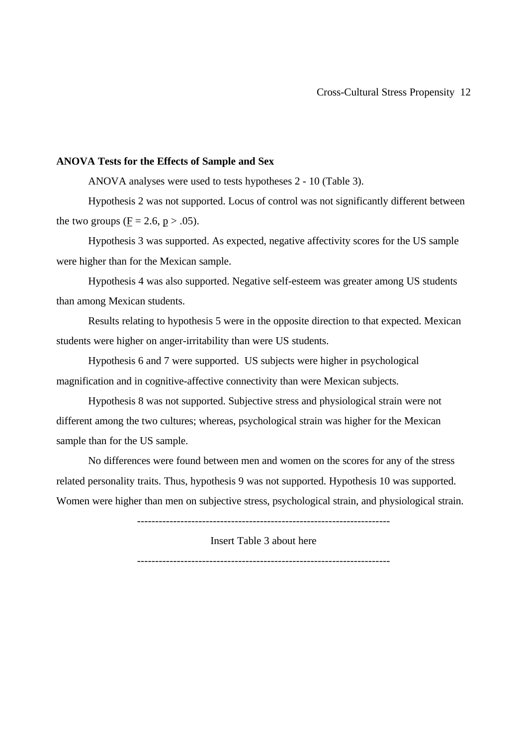**ANOVA Tests for the Effects of Sample and Sex**

ANOVA analyses were used to tests hypotheses 2 - 10 (Table 3).

Hypothesis 2 was not supported. Locus of control was not significantly different between the two groups ($F = 2.6$, $p > .05$).

Hypothesis 3 was supported. As expected, negative affectivity scores for the US sample were higher than for the Mexican sample.

Hypothesis 4 was also supported. Negative self-esteem was greater among US students than among Mexican students.

Results relating to hypothesis 5 were in the opposite direction to that expected. Mexican students were higher on anger-irritability than were US students.

Hypothesis 6 and 7 were supported. US subjects were higher in psychological magnification and in cognitive-affective connectivity than were Mexican subjects.

Hypothesis 8 was not supported. Subjective stress and physiological strain were not different among the two cultures; whereas, psychological strain was higher for the Mexican sample than for the US sample.

No differences were found between men and women on the scores for any of the stress related personality traits. Thus, hypothesis 9 was not supported. Hypothesis 10 was supported. Women were higher than men on subjective stress, psychological strain, and physiological strain.

---------------------------------------------------------------------

Insert Table 3 about here

---------------------------------------------------------------------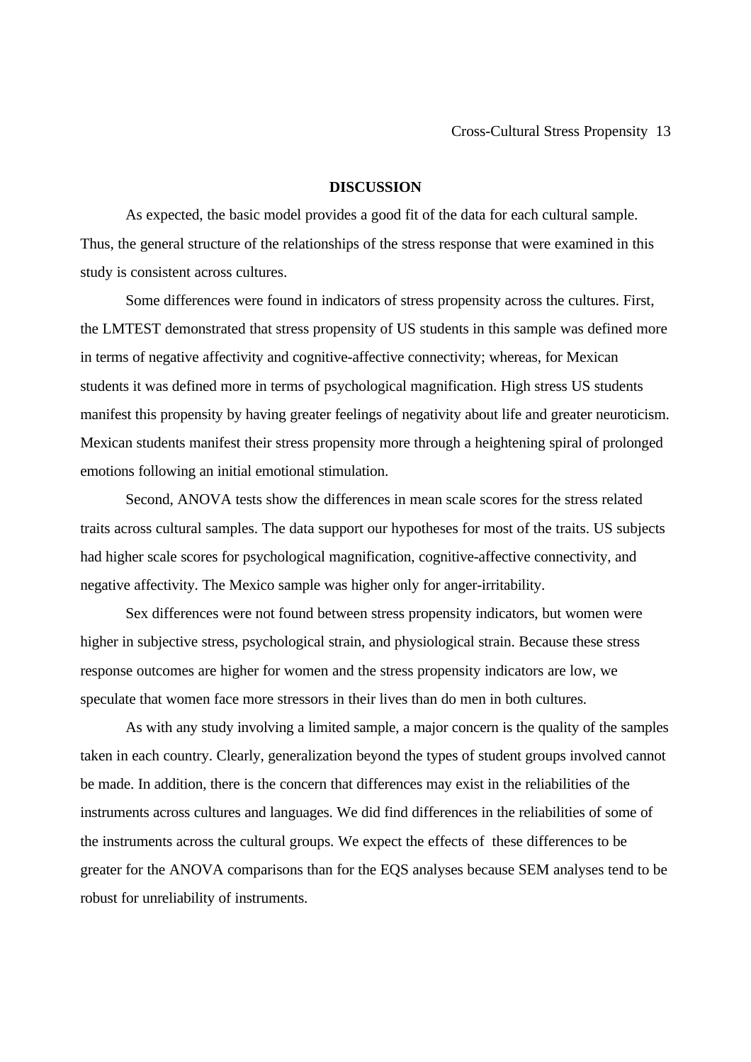## DISCUSSION

As expected, the basic model provides a good fit of the data for each cultural sample. Thus, the general structure of the relationships of the stress response that were examined in this study is consistent across cultures.

Some differences were found in indicators of stress propensity across the cultures. First, the LMTEST demonstrated that stress propensity of US students in this sample was defined more in terms of negative affectivity and cognitive-affective connectivity; whereas, for Mexican students it was defined more in terms of psychological magnification. High stress US students manifest this propensity by having greater feelings of negativity about life and greater neuroticism. Mexican students manifest their stress propensity more through a heightening spiral of prolonged emotions following an initial emotional stimulation.

Second, ANOVA tests show the differences in mean scale scores for the stress related traits across cultural samples. The data support our hypotheses for most of the traits. US subjects had higher scale scores for psychological magnification, cognitive-affective connectivity, and negative affectivity. The Mexico sample was higher only for anger-irritability.

Sex differences were not found between stress propensity indicators, but women were higher in subjective stress, psychological strain, and physiological strain. Because these stress response outcomes are higher for women and the stress propensity indicators are low, we speculate that women face more stressors in their lives than do men in both cultures.

As with any study involving a limited sample, a major concern is the quality of the samples taken in each country. Clearly, generalization beyond the types of student groups involved cannot be made. In addition, there is the concern that differences may exist in the reliabilities of the instruments across cultures and languages. We did find differences in the reliabilities of some of the instruments across the cultural groups. We expect the effects of these differences to be greater for the ANOVA comparisons than for the EQS analyses because SEM analyses tend to be robust for unreliability of instruments.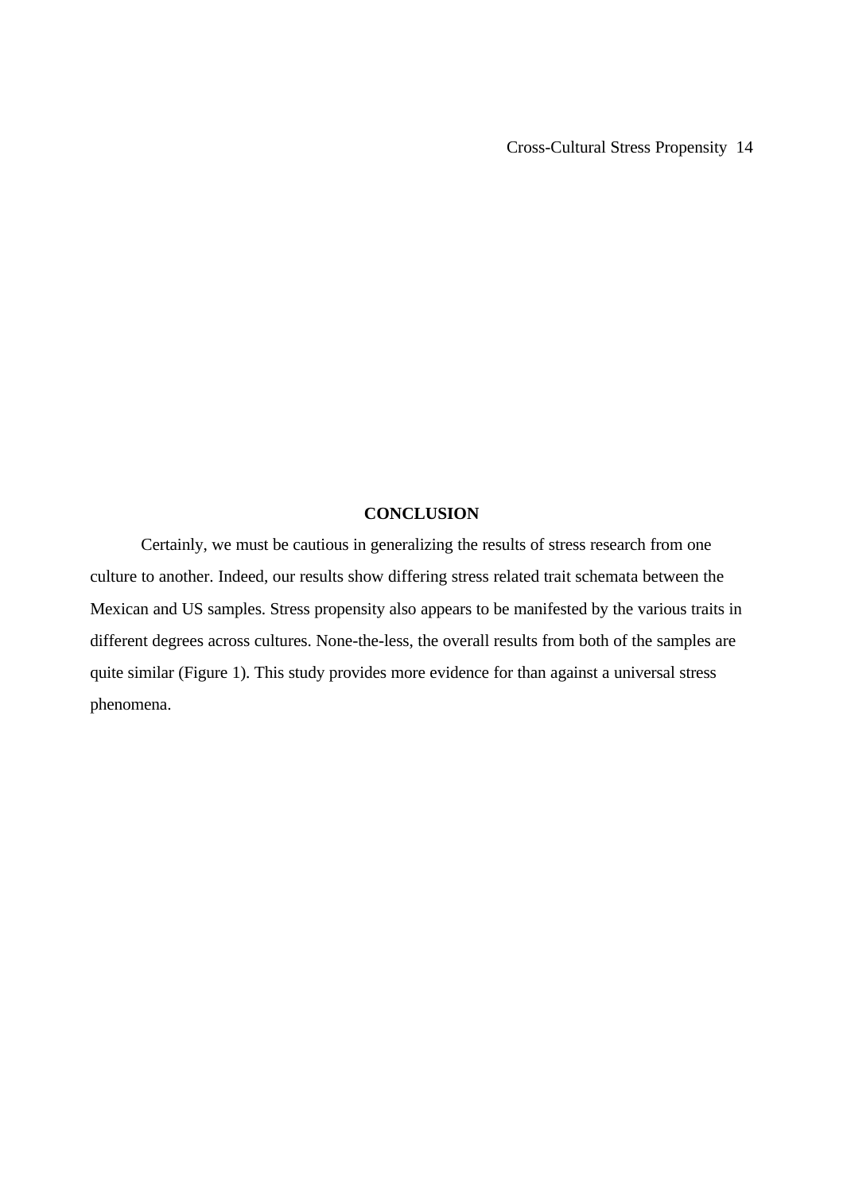## CONCLUSION

Certainly, we must be cautious in generalizing the results of stress research from one culture to another. Indeed, our results show differing stress related trait schemata between the Mexican and US samples. Stress propensity also appears to be manifested by the various traits in different degrees across cultures. None-the-less, the overall results from both of the samples are quite similar (Figure 1). This study provides more evidence for than against a universal stress phenomena.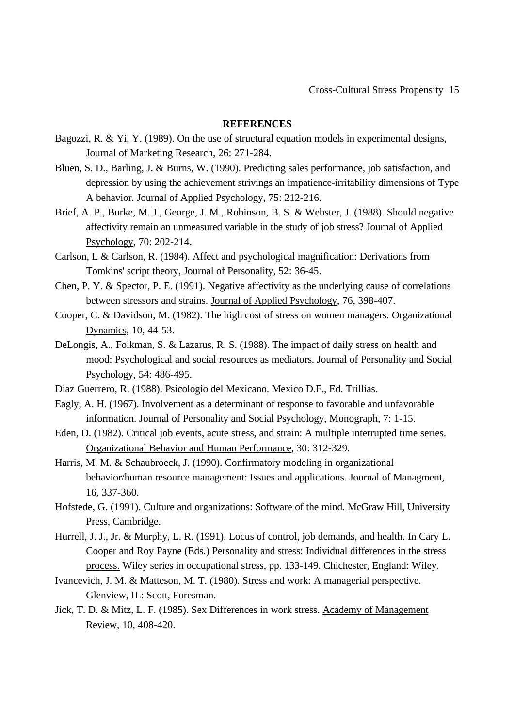**REFERENCES**

Bagozzi, R. & Yi, Y. (1989). On the use of structural equation models in experimental designs, Journal of Marketing Research, 26: 271-284.

Bluen, S. D., Barling, J. & Burns, W. (1990). Predicting sales performance, job satisfaction, and depression by using the achievement strivings an impatience-irritability dimensions of Type A behavior. Journal of Applied Psychology, 75: 212-216.

Brief, A. P., Burke, M. J., George, J. M., Robinson, B. S. & Webster, J. (1988). Should negative affectivity remain an unmeasured variable in the study of job stress? Journal of Applied Psychology, 70: 202-214.

Carlson, L & Carlson, R. (1984). Affect and psychological magnification: Derivations from Tomkins' script theory, Journal of Personality, 52: 36-45.

Chen, P. Y. & Spector, P. E. (1991). Negative affectivity as the underlying cause of correlations between stressors and strains. Journal of Applied Psychology, 76, 398-407.

Cooper, C. & Davidson, M. (1982). The high cost of stress on women managers. Organizational Dynamics, 10, 44-53.

DeLongis, A., Folkman, S. & Lazarus, R. S. (1988). The impact of daily stress on health and mood: Psychological and social resources as mediators. Journal of Personality and Social Psychology, 54: 486-495.

Diaz Guerrero, R. (1988). Psicologio del Mexicano. Mexico D.F., Ed. Trillias.

Eagly, A. H. (1967). Involvement as a determinant of response to favorable and unfavorable information. Journal of Personality and Social Psychology, Monograph, 7: 1-15.

Eden, D. (1982). Critical job events, acute stress, and strain: A multiple interrupted time series. Organizational Behavior and Human Performance, 30: 312-329.

Harris, M. M. & Schaubroeck, J. (1990). Confirmatory modeling in organizational behavior/human resource management: Issues and applications. Journal of Managment, 16, 337-360.

Hofstede, G. (1991). Culture and organizations: Software of the mind. McGraw Hill, University Press, Cambridge.

Hurrell, J. J., Jr. & Murphy, L. R. (1991). Locus of control, job demands, and health. In Cary L. Cooper and Roy Payne (Eds.) Personality and stress: Individual differences in the stress process. Wiley series in occupational stress, pp. 133-149. Chichester, England: Wiley.

Ivancevich, J. M. & Matteson, M. T. (1980). Stress and work: A managerial perspective. Glenview, IL: Scott, Foresman.

Jick, T. D. & Mitz, L. F. (1985). Sex Differences in work stress. Academy of Management Review, 10, 408-420.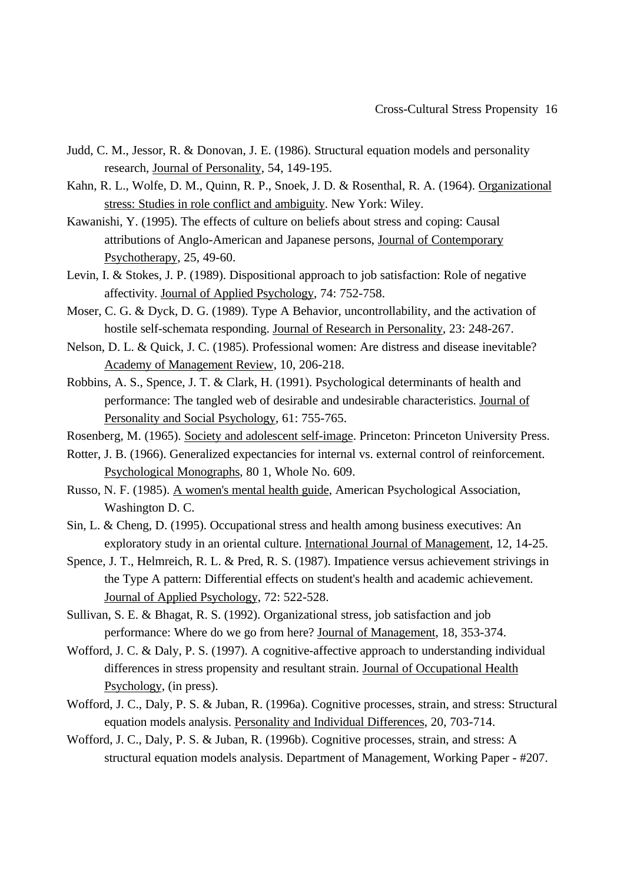Judd, C. M., Jessor, R. & Donovan, J. E. (1986). Structural equation models and personality research, Journal of Personality, 54, 149-195.

Kahn, R. L., Wolfe, D. M., Quinn, R. P., Snoek, J. D. & Rosenthal, R. A. (1964). Organizational stress: Studies in role conflict and ambiguity. New York: Wiley.

Kawanishi, Y. (1995). The effects of culture on beliefs about stress and coping: Causal attributions of Anglo-American and Japanese persons, Journal of Contemporary Psychotherapy, 25, 49-60.

Levin, I. & Stokes, J. P. (1989). Dispositional approach to job satisfaction: Role of negative affectivity. Journal of Applied Psychology, 74: 752-758.

Moser, C. G. & Dyck, D. G. (1989). Type A Behavior, uncontrollability, and the activation of hostile self-schemata responding. Journal of Research in Personality, 23: 248-267.

Nelson, D. L. & Quick, J. C. (1985). Professional women: Are distress and disease inevitable? Academy of Management Review, 10, 206-218.

Robbins, A. S., Spence, J. T. & Clark, H. (1991). Psychological determinants of health and performance: The tangled web of desirable and undesirable characteristics. Journal of Personality and Social Psychology, 61: 755-765.

Rosenberg, M. (1965). Society and adolescent self-image. Princeton: Princeton University Press.

Rotter, J. B. (1966). Generalized expectancies for internal vs. external control of reinforcement. Psychological Monographs, 80 1, Whole No. 609.

Russo, N. F. (1985). A women's mental health guide, American Psychological Association, Washington D. C.

Sin, L. & Cheng, D. (1995). Occupational stress and health among business executives: An exploratory study in an oriental culture. International Journal of Management, 12, 14-25.

Spence, J. T., Helmreich, R. L. & Pred, R. S. (1987). Impatience versus achievement strivings in the Type A pattern: Differential effects on student's health and academic achievement. Journal of Applied Psychology, 72: 522-528.

Sullivan, S. E. & Bhagat, R. S. (1992). Organizational stress, job satisfaction and job performance: Where do we go from here? Journal of Management, 18, 353-374.

Wofford, J. C. & Daly, P. S. (1997). A cognitive-affective approach to understanding individual differences in stress propensity and resultant strain. Journal of Occupational Health Psychology, (in press).

Wofford, J. C., Daly, P. S. & Juban, R. (1996a). Cognitive processes, strain, and stress: Structural equation models analysis. Personality and Individual Differences, 20, 703-714.

Wofford, J. C., Daly, P. S. & Juban, R. (1996b). Cognitive processes, strain, and stress: A structural equation models analysis. Department of Management, Working Paper - #207.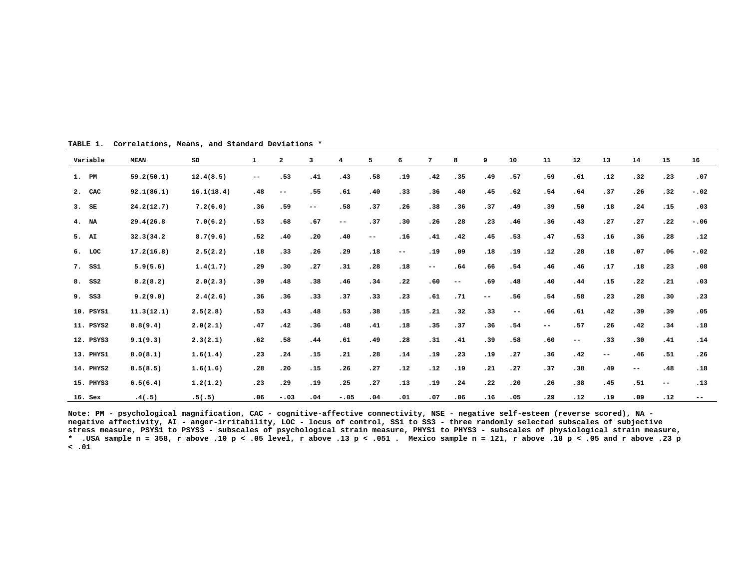**TABLE 1. Correlations, Means, and Standard Deviations \***

| Variable | MEAN | SD | 1 | 2 | 3 | 4 | 5 | 6 | 7 | 8 | 9 | 10 | 11 | 12 | 13 | 14 | 15 | 16 |
|---|---|---|---|---|---|---|---|---|---|---|---|---|---|---|---|---|---|---|
| 1. PM | 59.2(50.1) | 12.4(8.5) | -- | .53 | .41 | .43 | .58 | .19 | .42 | .35 | .49 | .57 | .59 | .61 | .12 | .32 | .23 | .07 |
| 2. CAC | 92.1(86.1) | 16.1(18.4) | .48 | -- | .55 | .61 | .40 | .33 | .36 | .40 | .45 | .62 | .54 | .64 | .37 | .26 | .32 | -.02 |
| 3. SE | 24.2(12.7) | 7.2(6.0) | .36 | .59 | -- | .58 | .37 | .26 | .38 | .36 | .37 | .49 | .39 | .50 | .18 | .24 | .15 | .03 |
| 4. NA | 29.4(26.8 | 7.0(6.2) | .53 | .68 | .67 | -- | .37 | .30 | .26 | .28 | .23 | .46 | .36 | .43 | .27 | .27 | .22 | -.06 |
| 5. AI | 32.3(34.2 | 8.7(9.6) | .52 | .40 | .20 | .40 | -- | .16 | .41 | .42 | .45 | .53 | .47 | .53 | .16 | .36 | .28 | .12 |
| 6. LOC | 17.2(16.8) | 2.5(2.2) | .18 | .33 | .26 | .29 | .18 | -- | .19 | .09 | .18 | .19 | .12 | .28 | .18 | .07 | .06 | -.02 |
| 7. SS1 | 5.9(5.6) | 1.4(1.7) | .29 | .30 | .27 | .31 | .28 | .18 | -- | .64 | .66 | .54 | .46 | .46 | .17 | .18 | .23 | .08 |
| 8. SS2 | 8.2(8.2) | 2.0(2.3) | .39 | .48 | .38 | .46 | .34 | .22 | .60 | -- | .69 | .48 | .40 | .44 | .15 | .22 | .21 | .03 |
| 9. SS3 | 9.2(9.0) | 2.4(2.6) | .36 | .36 | .33 | .37 | .33 | .23 | .61 | .71 | -- | .56 | .54 | .58 | .23 | .28 | .30 | .23 |
| 10. PSYS1 | 11.3(12.1) | 2.5(2.8) | .53 | .43 | .48 | .53 | .38 | .15 | .21 | .32 | .33 | -- | .66 | .61 | .42 | .39 | .39 | .05 |
| 11. PSYS2 | 8.8(9.4) | 2.0(2.1) | .47 | .42 | .36 | .48 | .41 | .18 | .35 | .37 | .36 | .54 | -- | .57 | .26 | .42 | .34 | .18 |
| 12. PSYS3 | 9.1(9.3) | 2.3(2.1) | .62 | .58 | .44 | .61 | .49 | .28 | .31 | .41 | .39 | .58 | .60 | -- | .33 | .30 | .41 | .14 |
| 13. PHYS1 | 8.0(8.1) | 1.6(1.4) | .23 | .24 | .15 | .21 | .28 | .14 | .19 | .23 | .19 | .27 | .36 | .42 | -- | .46 | .51 | .26 |
| 14. PHYS2 | 8.5(8.5) | 1.6(1.6) | .28 | .20 | .15 | .26 | .27 | .12 | .12 | .19 | .21 | .27 | .37 | .38 | .49 | -- | .48 | .18 |
| 15. PHYS3 | 6.5(6.4) | 1.2(1.2) | .23 | .29 | .19 | .25 | .27 | .13 | .19 | .24 | .22 | .20 | .26 | .38 | .45 | .51 | -- | .13 |
| 16. Sex | .4(.5) | .5(.5) | .06 | -.03 | .04 | -.05 | .04 | .01 | .07 | .06 | .16 | .05 | .29 | .12 | .19 | .09 | .12 | -- |

Note: PM - psychological magnification, CAC - cognitive-affective connectivity, NSE - negative self-esteem (reverse scored), NA - negative affectivity, AI - anger-irritability, LOC - locus of control, SS1 to SS3 - three randomly selected subscales of subjective stress measure, PSYS1 to PSYS3 - subscales of psychological strain measure, PHYS1 to PHYS3 - subscales of physiological strain measure,
\* .USA sample n = 358, $r$ above .10 $p < .05$ level, $r$ above .13 $p < .051$ . Mexico sample n = 121, $r$ above .18 $p < .05$ and $r$ above .23 $p < .01$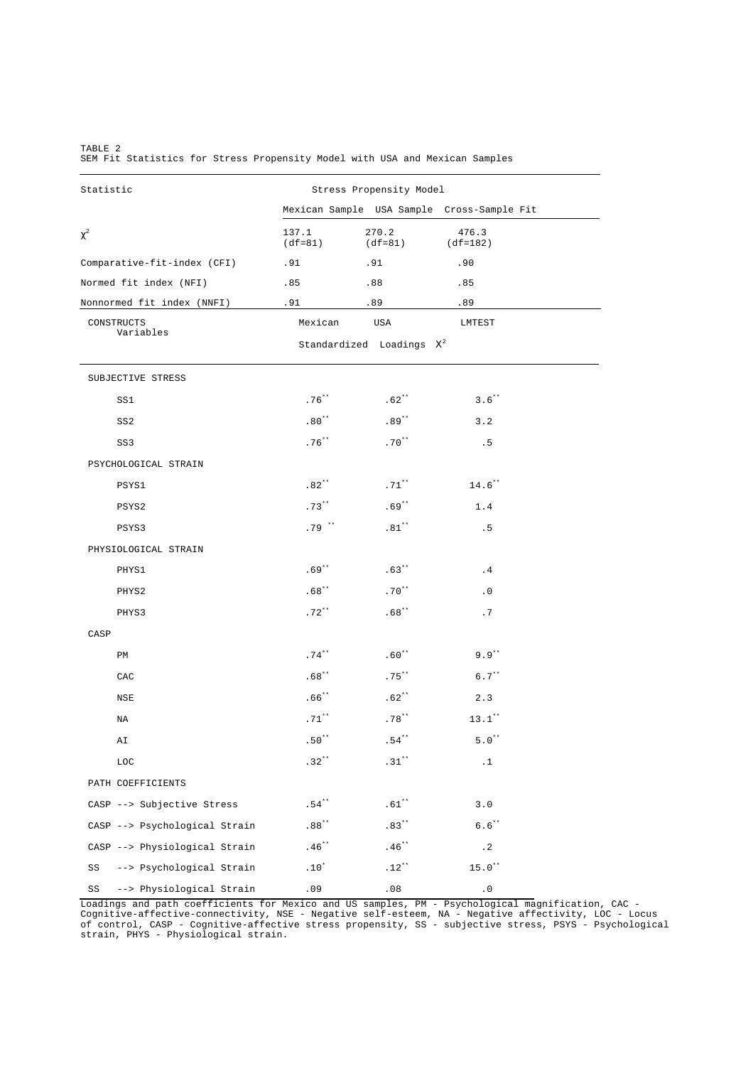TABLE 2
SEM Fit Statistics for Stress Propensity Model with USA and Mexican Samples

| Statistic | Stress Propensity Model | | |
|---|---|---|---|
| | Mexican Sample | USA Sample | Cross-Sample Fit |
| $\chi^2$ | 137.1 (df=81) | 270.2 (df=81) | 476.3 (df=182) |
| Comparative-fit-index (CFI) | .91 | .91 | .90 |
| Normed fit index (NFI) | .85 | .88 | .85 |
| Nonnormed fit index (NNFI) | .91 | .89 | .89 |

| CONSTRUCTS Variables | Mexican | USA | LMTEST |
|---|---|---|---|
| | Standardized Loadings | | $X^2$ |
| SUBJECTIVE STRESS | | | |
| SS1 | .76** | .62** | 3.6** |
| SS2 | .80** | .89** | 3.2 |
| SS3 | .76** | .70** | .5 |
| PSYCHOLOGICAL STRAIN | | | |
| PSYS1 | .82** | .71** | 14.6** |
| PSYS2 | .73** | .69** | 1.4 |
| PSYS3 | .79 ** | .81** | .5 |
| PHYSIOLOGICAL STRAIN | | | |
| PHYS1 | .69** | .63** | .4 |
| PHYS2 | .68** | .70** | .0 |
| PHYS3 | .72** | .68** | .7 |
| CASP | | | |
| PM | .74** | .60** | 9.9** |
| CAC | .68** | .75** | 6.7** |
| NSE | .66** | .62** | 2.3 |
| NA | .71** | .78** | 13.1** |
| AI | .50** | .54** | 5.0** |
| LOC | .32** | .31** | .1 |
| PATH COEFFICIENTS | | | |
| CASP --> Subjective Stress | .54** | .61** | 3.0 |
| CASP --> Psychological Strain | .88** | .83** | 6.6** |
| CASP --> Physiological Strain | .46** | .46** | .2 |
| SS --> Psychological Strain | .10* | .12** | 15.0** |
| SS --> Physiological Strain | .09 | .08 | .0 |

Loadings and path coefficients for Mexico and US samples, PM - Psychological magnification, CAC - Cognitive-affective-connectivity, NSE - Negative self-esteem, NA - Negative affectivity, LOC - Locus of control, CASP - Cognitive-affective stress propensity, SS - subjective stress, PSYS - Psychological strain, PHYS - Physiological strain.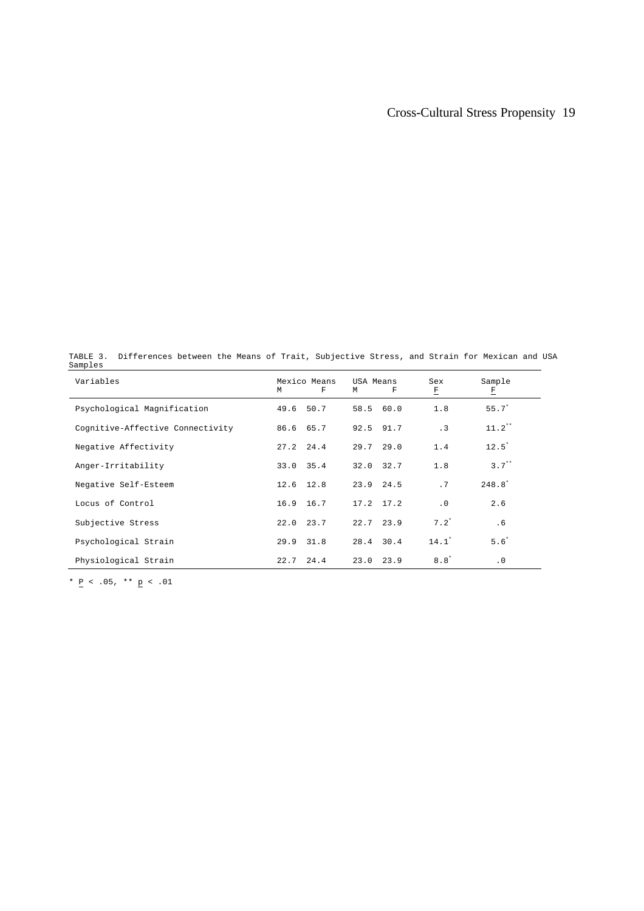TABLE 3. Differences between the Means of Trait, Subjective Stress, and Strain for Mexican and USA Samples

| Variables | Mexico Means | | USA Means | | Sex | Sample |
|---|---|---|---|---|---|---|
| | M | F | M | F | *F* | *F* |
| Psychological Magnification | 49.6 | 50.7 | 58.5 | 60.0 | 1.8 | 55.7* |
| Cognitive-Affective Connectivity | 86.6 | 65.7 | 92.5 | 91.7 | .3 | 11.2** |
| Negative Affectivity | 27.2 | 24.4 | 29.7 | 29.0 | 1.4 | 12.5* |
| Anger-Irritability | 33.0 | 35.4 | 32.0 | 32.7 | 1.8 | 3.7** |
| Negative Self-Esteem | 12.6 | 12.8 | 23.9 | 24.5 | .7 | 248.8* |
| Locus of Control | 16.9 | 16.7 | 17.2 | 17.2 | .0 | 2.6 |
| Subjective Stress | 22.0 | 23.7 | 22.7 | 23.9 | 7.2* | .6 |
| Psychological Strain | 29.9 | 31.8 | 28.4 | 30.4 | 14.1* | 5.6* |
| Physiological Strain | 22.7 | 24.4 | 23.0 | 23.9 | 8.8* | .0 |

* $P < .05$, ** $p < .01$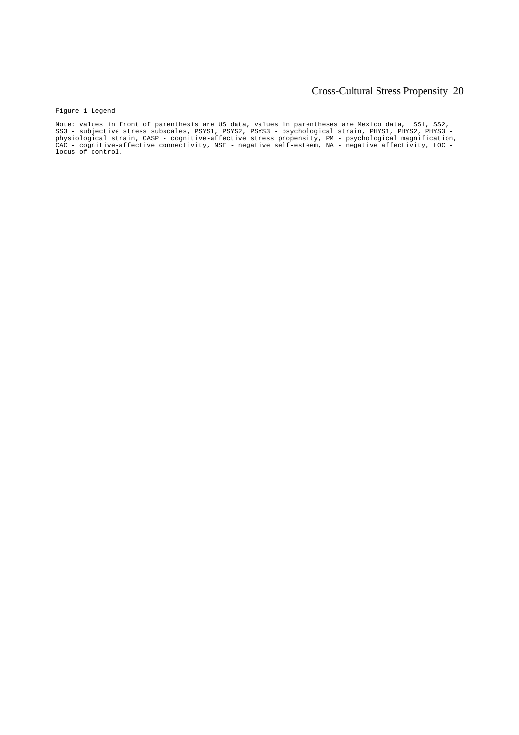Figure 1 Legend

Note: values in front of parenthesis are US data, values in parentheses are Mexico data, SS1, SS2, SS3 - subjective stress subscales, PSYS1, PSYS2, PSYS3 - psychological strain, PHYS1, PHYS2, PHYS3 - physiological strain, CASP - cognitive-affective stress propensity, PM - psychological magnification, CAC - cognitive-affective connectivity, NSE - negative self-esteem, NA - negative affectivity, LOC - locus of control.